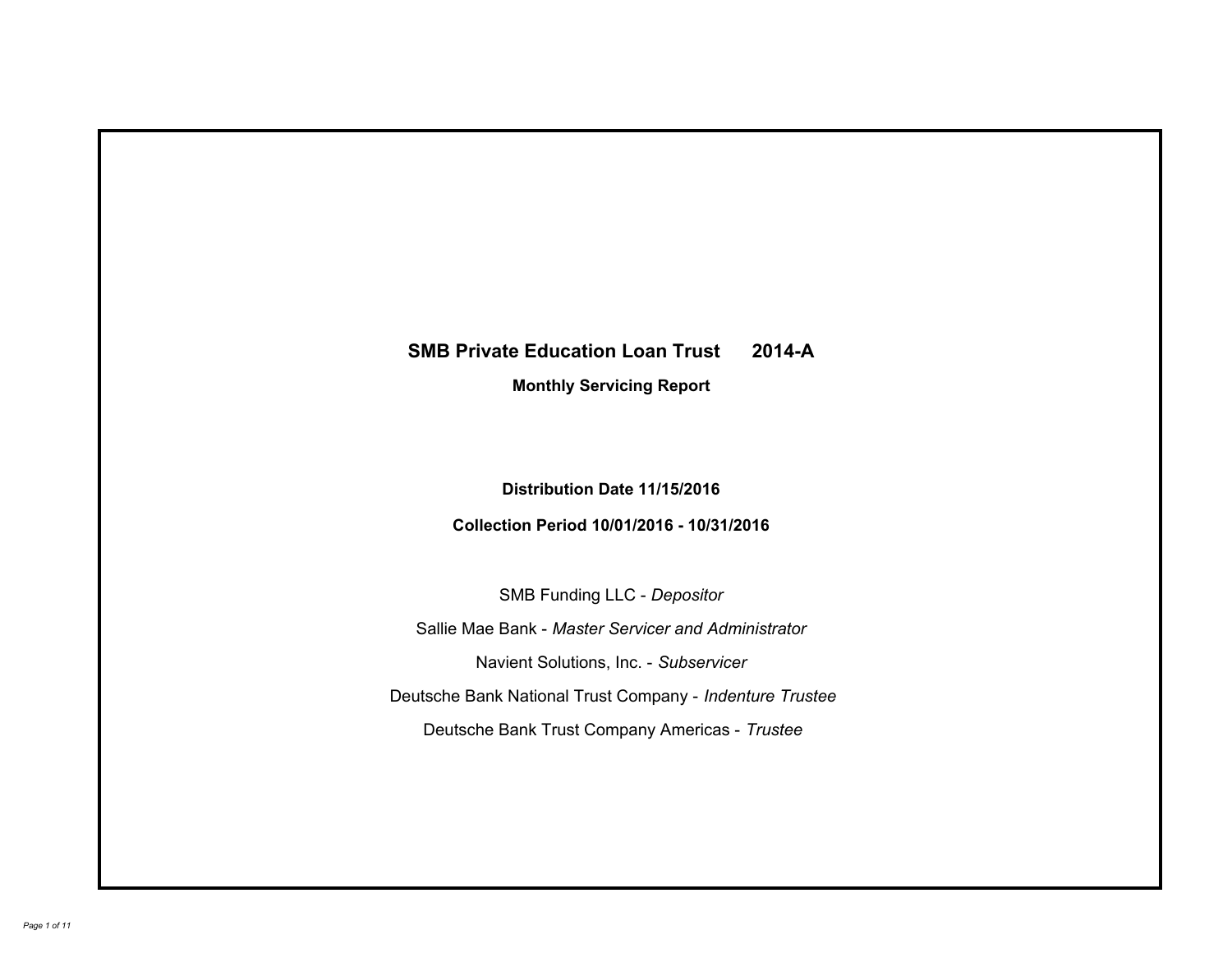# SMB Private Education Loan Trust 2014-A

**Monthly Servicing Report**

**Distribution Date 11/15/2016**

**Collection Period 10/01/2016 - 10/31/2016**

SMB Funding LLC - *Depositor*

Sallie Mae Bank - *Master Servicer and Administrator*

Navient Solutions, Inc. - *Subservicer*

Deutsche Bank National Trust Company - *Indenture Trustee*

Deutsche Bank Trust Company Americas - *Trustee*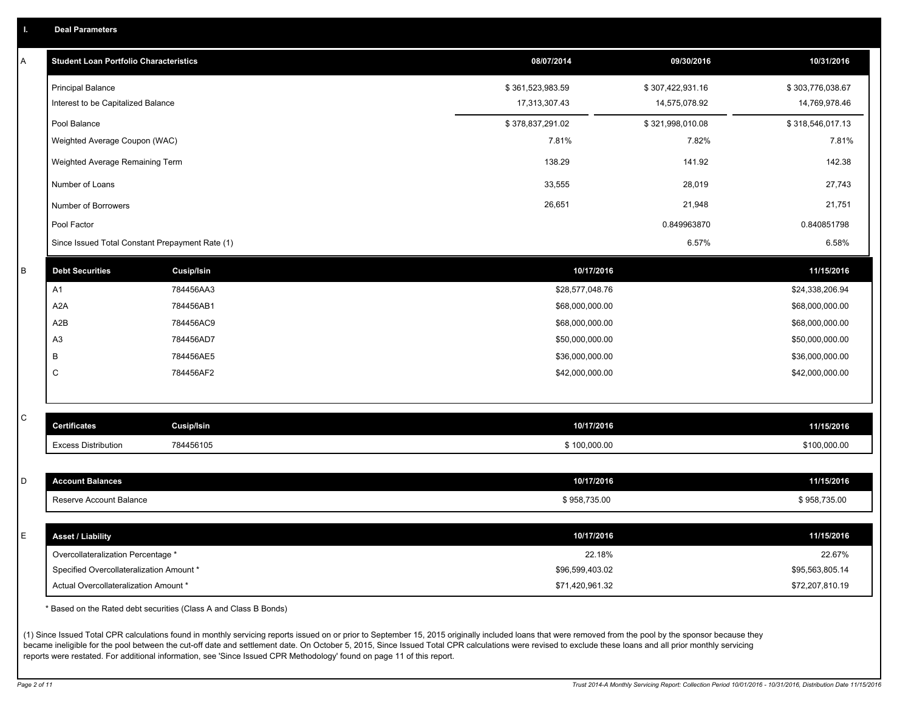## I. Deal Parameters

### A

| Student Loan Portfolio Characteristics | 08/07/2014 | 09/30/2016 | 10/31/2016 |
|---|---|---|---|
| Principal Balance | $ 361,523,983.59 | $ 307,422,931.16 | $ 303,776,038.67 |
| Interest to be Capitalized Balance | 17,313,307.43 | 14,575,078.92 | 14,769,978.46 |
| Pool Balance | $ 378,837,291.02 | $ 321,998,010.08 | $ 318,546,017.13 |
| Weighted Average Coupon (WAC) | 7.81% | 7.82% | 7.81% |
| Weighted Average Remaining Term | 138.29 | 141.92 | 142.38 |
| Number of Loans | 33,555 | 28,019 | 27,743 |
| Number of Borrowers | 26,651 | 21,948 | 21,751 |
| Pool Factor | | 0.849963870 | 0.840851798 |
| Since Issued Total Constant Prepayment Rate (1) | | 6.57% | 6.58% |

### B

| Debt Securities | Cusip/Isin | 10/17/2016 | 11/15/2016 |
|---|---|---|---|
| A1 | 784456AA3 | $28,577,048.76 | $24,338,206.94 |
| A2A | 784456AB1 | $68,000,000.00 | $68,000,000.00 |
| A2B | 784456AC9 | $68,000,000.00 | $68,000,000.00 |
| A3 | 784456AD7 | $50,000,000.00 | $50,000,000.00 |
| B | 784456AE5 | $36,000,000.00 | $36,000,000.00 |
| C | 784456AF2 | $42,000,000.00 | $42,000,000.00 |

### C

| Certificates | Cusip/Isin | 10/17/2016 | 11/15/2016 |
|---|---|---|---|
| Excess Distribution | 784456105 | $ 100,000.00 | $100,000.00 |

### D

| Account Balances | 10/17/2016 | 11/15/2016 |
|---|---|---|
| Reserve Account Balance | $ 958,735.00 | $ 958,735.00 |

### E

| Asset / Liability | 10/17/2016 | 11/15/2016 |
|---|---|---|
| Overcollateralization Percentage * | 22.18% | 22.67% |
| Specified Overcollateralization Amount * | $96,599,403.02 | $95,563,805.14 |
| Actual Overcollateralization Amount * | $71,420,961.32 | $72,207,810.19 |

* Based on the Rated debt securities (Class A and Class B Bonds)

(1) Since Issued Total CPR calculations found in monthly servicing reports issued on or prior to September 15, 2015 originally included loans that were removed from the pool by the sponsor because they became ineligible for the pool between the cut-off date and settlement date. On October 5, 2015, Since Issued Total CPR calculations were revised to exclude these loans and all prior monthly servicing reports were restated. For additional information, see 'Since Issued CPR Methodology' found on page 11 of this report.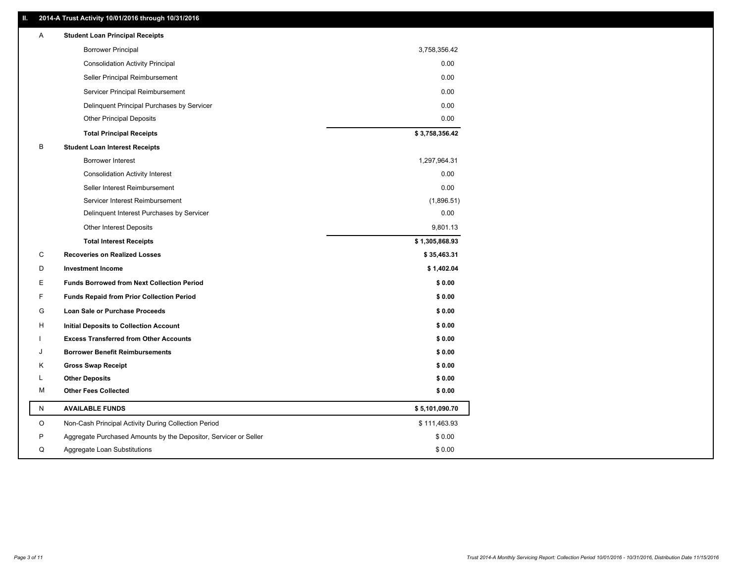## II. 2014-A Trust Activity 10/01/2016 through 10/31/2016

| | | |
|---|---|---|
| A | **Student Loan Principal Receipts** | |
| | Borrower Principal | 3,758,356.42 |
| | Consolidation Activity Principal | 0.00 |
| | Seller Principal Reimbursement | 0.00 |
| | Servicer Principal Reimbursement | 0.00 |
| | Delinquent Principal Purchases by Servicer | 0.00 |
| | Other Principal Deposits | 0.00 |
| | **Total Principal Receipts** | **$ 3,758,356.42** |
| B | **Student Loan Interest Receipts** | |
| | Borrower Interest | 1,297,964.31 |
| | Consolidation Activity Interest | 0.00 |
| | Seller Interest Reimbursement | 0.00 |
| | Servicer Interest Reimbursement | (1,896.51) |
| | Delinquent Interest Purchases by Servicer | 0.00 |
| | Other Interest Deposits | 9,801.13 |
| | **Total Interest Receipts** | **$ 1,305,868.93** |
| C | **Recoveries on Realized Losses** | **$ 35,463.31** |
| D | **Investment Income** | **$ 1,402.04** |
| E | **Funds Borrowed from Next Collection Period** | **$ 0.00** |
| F | **Funds Repaid from Prior Collection Period** | **$ 0.00** |
| G | **Loan Sale or Purchase Proceeds** | **$ 0.00** |
| H | **Initial Deposits to Collection Account** | **$ 0.00** |
| I | **Excess Transferred from Other Accounts** | **$ 0.00** |
| J | **Borrower Benefit Reimbursements** | **$ 0.00** |
| K | **Gross Swap Receipt** | **$ 0.00** |
| L | **Other Deposits** | **$ 0.00** |
| M | **Other Fees Collected** | **$ 0.00** |
| N | **AVAILABLE FUNDS** | **$ 5,101,090.70** |
| O | Non-Cash Principal Activity During Collection Period | $ 111,463.93 |
| P | Aggregate Purchased Amounts by the Depositor, Servicer or Seller | $ 0.00 |
| Q | Aggregate Loan Substitutions | $ 0.00 |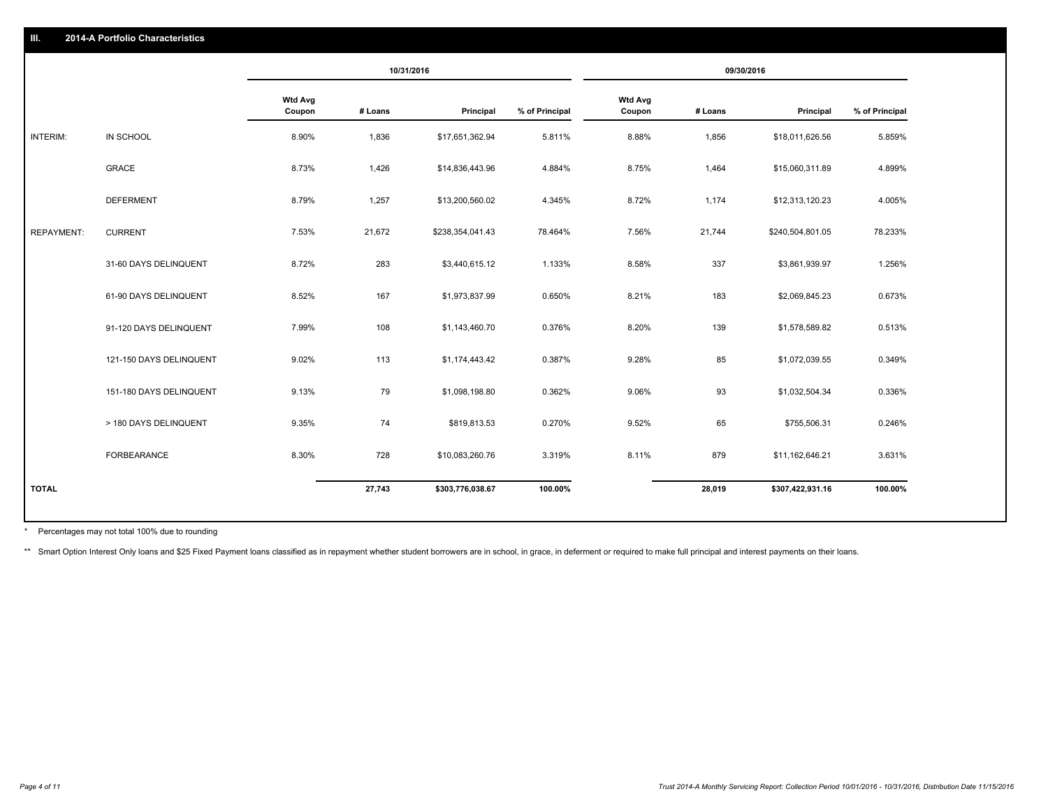## III. 2014-A Portfolio Characteristics

| | | 10/31/2016 | | | | 09/30/2016 | | | |
|---|---|---|---|---|---|---|---|---|---|
| | | Wtd Avg Coupon | # Loans | Principal | % of Principal | Wtd Avg Coupon | # Loans | Principal | % of Principal |
| INTERIM: | IN SCHOOL | 8.90% | 1,836 | $17,651,362.94 | 5.811% | 8.88% | 1,856 | $18,011,626.56 | 5.859% |
| | GRACE | 8.73% | 1,426 | $14,836,443.96 | 4.884% | 8.75% | 1,464 | $15,060,311.89 | 4.899% |
| | DEFERMENT | 8.79% | 1,257 | $13,200,560.02 | 4.345% | 8.72% | 1,174 | $12,313,120.23 | 4.005% |
| REPAYMENT: | CURRENT | 7.53% | 21,672 | $238,354,041.43 | 78.464% | 7.56% | 21,744 | $240,504,801.05 | 78.233% |
| | 31-60 DAYS DELINQUENT | 8.72% | 283 | $3,440,615.12 | 1.133% | 8.58% | 337 | $3,861,939.97 | 1.256% |
| | 61-90 DAYS DELINQUENT | 8.52% | 167 | $1,973,837.99 | 0.650% | 8.21% | 183 | $2,069,845.23 | 0.673% |
| | 91-120 DAYS DELINQUENT | 7.99% | 108 | $1,143,460.70 | 0.376% | 8.20% | 139 | $1,578,589.82 | 0.513% |
| | 121-150 DAYS DELINQUENT | 9.02% | 113 | $1,174,443.42 | 0.387% | 9.28% | 85 | $1,072,039.55 | 0.349% |
| | 151-180 DAYS DELINQUENT | 9.13% | 79 | $1,098,198.80 | 0.362% | 9.06% | 93 | $1,032,504.34 | 0.336% |
| | > 180 DAYS DELINQUENT | 9.35% | 74 | $819,813.53 | 0.270% | 9.52% | 65 | $755,506.31 | 0.246% |
| | FORBEARANCE | 8.30% | 728 | $10,083,260.76 | 3.319% | 8.11% | 879 | $11,162,646.21 | 3.631% |
| **TOTAL** | | | **27,743** | **$303,776,038.67** | **100.00%** | | **28,019** | **$307,422,931.16** | **100.00%** |

\* Percentages may not total 100% due to rounding

\*\* Smart Option Interest Only loans and $25 Fixed Payment loans classified as in repayment whether student borrowers are in school, in grace, in deferment or required to make full principal and interest payments on their loans.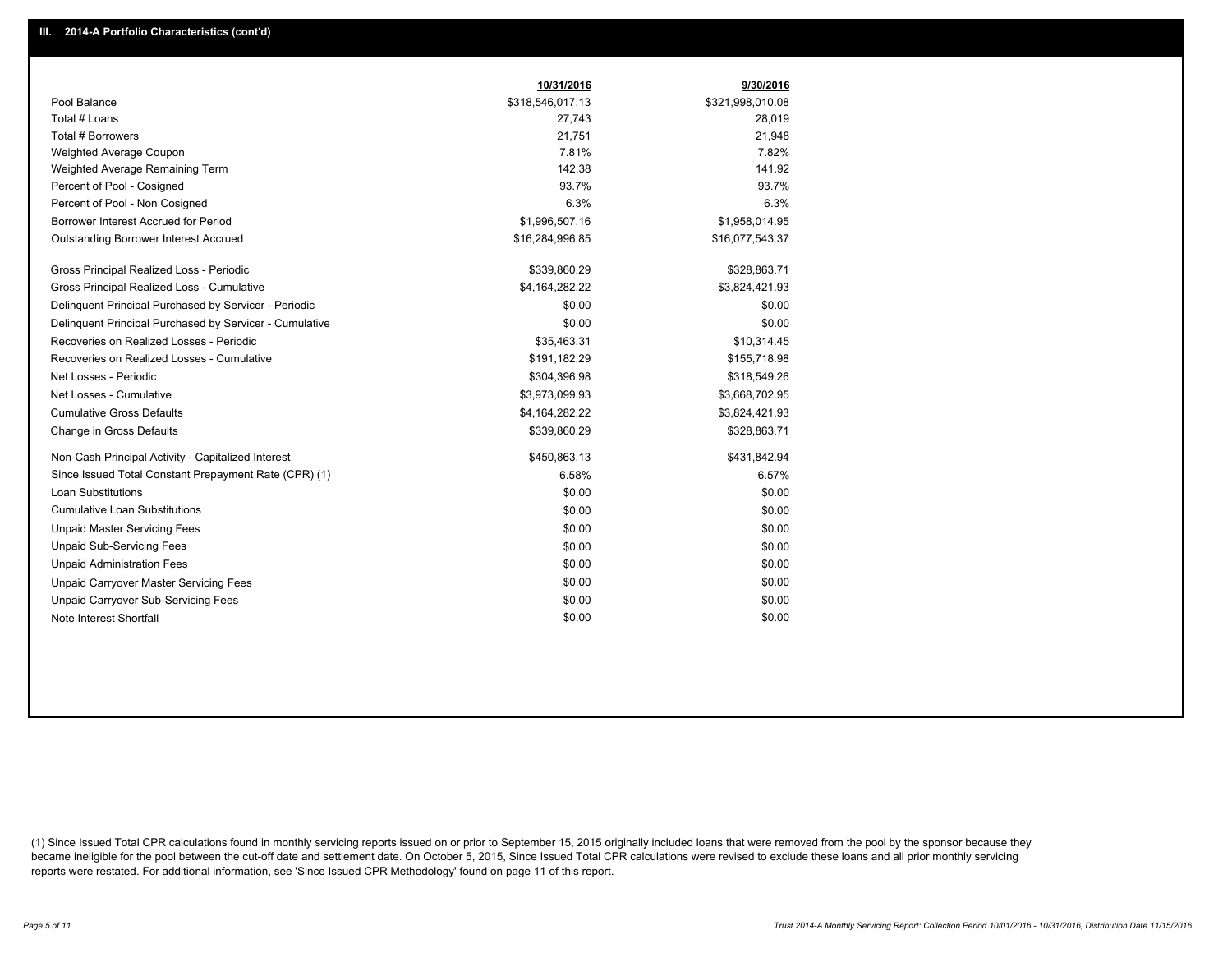## III. 2014-A Portfolio Characteristics (cont'd)

| | 10/31/2016 | 9/30/2016 |
|---|---|---|
| Pool Balance | $318,546,017.13 | $321,998,010.08 |
| Total # Loans | 27,743 | 28,019 |
| Total # Borrowers | 21,751 | 21,948 |
| Weighted Average Coupon | 7.81% | 7.82% |
| Weighted Average Remaining Term | 142.38 | 141.92 |
| Percent of Pool - Cosigned | 93.7% | 93.7% |
| Percent of Pool - Non Cosigned | 6.3% | 6.3% |
| Borrower Interest Accrued for Period | $1,996,507.16 | $1,958,014.95 |
| Outstanding Borrower Interest Accrued | $16,284,996.85 | $16,077,543.37 |
| Gross Principal Realized Loss - Periodic | $339,860.29 | $328,863.71 |
| Gross Principal Realized Loss - Cumulative | $4,164,282.22 | $3,824,421.93 |
| Delinquent Principal Purchased by Servicer - Periodic | $0.00 | $0.00 |
| Delinquent Principal Purchased by Servicer - Cumulative | $0.00 | $0.00 |
| Recoveries on Realized Losses - Periodic | $35,463.31 | $10,314.45 |
| Recoveries on Realized Losses - Cumulative | $191,182.29 | $155,718.98 |
| Net Losses - Periodic | $304,396.98 | $318,549.26 |
| Net Losses - Cumulative | $3,973,099.93 | $3,668,702.95 |
| Cumulative Gross Defaults | $4,164,282.22 | $3,824,421.93 |
| Change in Gross Defaults | $339,860.29 | $328,863.71 |
| Non-Cash Principal Activity - Capitalized Interest | $450,863.13 | $431,842.94 |
| Since Issued Total Constant Prepayment Rate (CPR) (1) | 6.58% | 6.57% |
| Loan Substitutions | $0.00 | $0.00 |
| Cumulative Loan Substitutions | $0.00 | $0.00 |
| Unpaid Master Servicing Fees | $0.00 | $0.00 |
| Unpaid Sub-Servicing Fees | $0.00 | $0.00 |
| Unpaid Administration Fees | $0.00 | $0.00 |
| Unpaid Carryover Master Servicing Fees | $0.00 | $0.00 |
| Unpaid Carryover Sub-Servicing Fees | $0.00 | $0.00 |
| Note Interest Shortfall | $0.00 | $0.00 |

(1) Since Issued Total CPR calculations found in monthly servicing reports issued on or prior to September 15, 2015 originally included loans that were removed from the pool by the sponsor because they became ineligible for the pool between the cut-off date and settlement date. On October 5, 2015, Since Issued Total CPR calculations were revised to exclude these loans and all prior monthly servicing reports were restated. For additional information, see 'Since Issued CPR Methodology' found on page 11 of this report.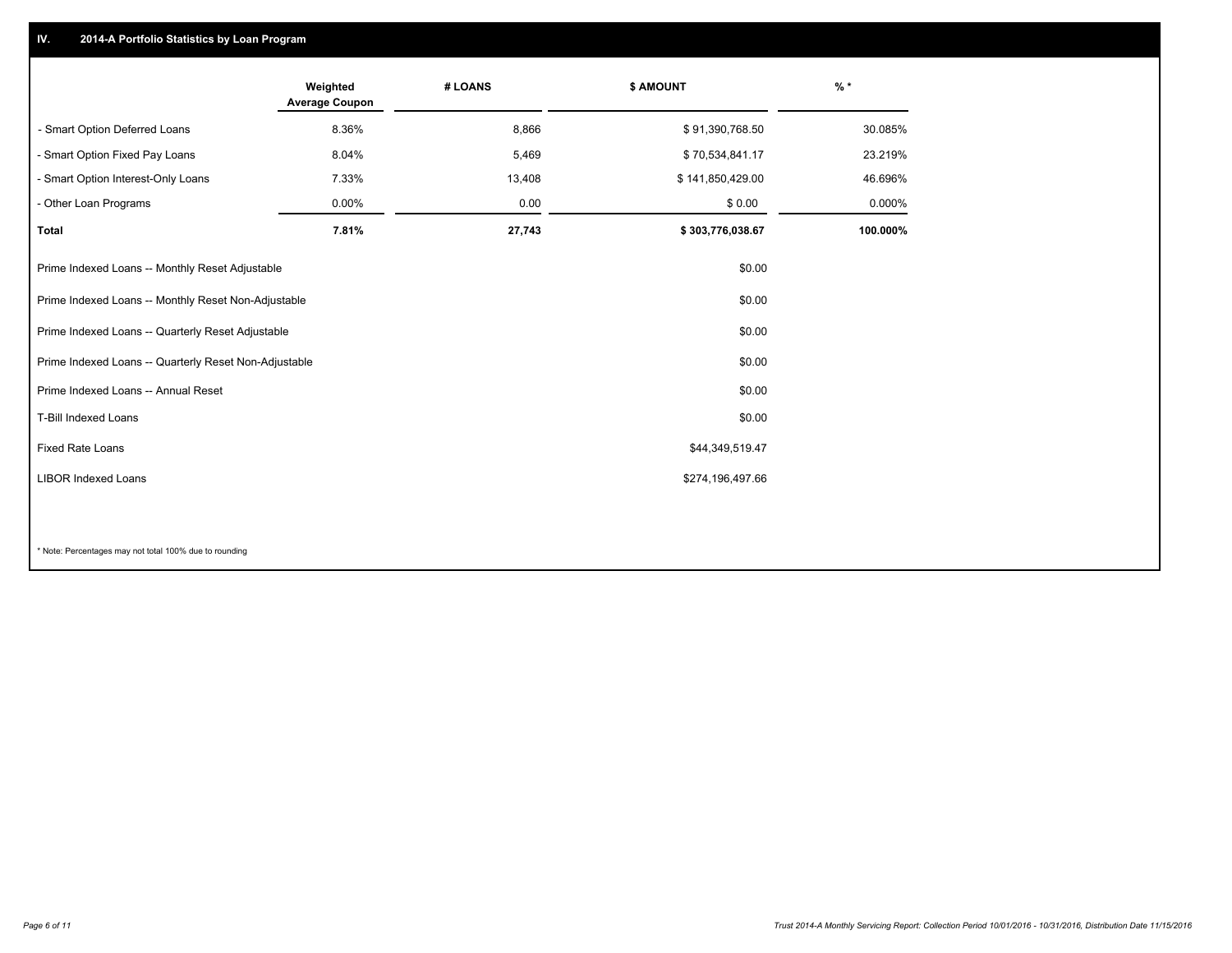## IV. 2014-A Portfolio Statistics by Loan Program

| | Weighted Average Coupon | # LOANS | $ AMOUNT | % * |
|---|---|---|---|---|
| - Smart Option Deferred Loans | 8.36% | 8,866 | $ 91,390,768.50 | 30.085% |
| - Smart Option Fixed Pay Loans | 8.04% | 5,469 | $ 70,534,841.17 | 23.219% |
| - Smart Option Interest-Only Loans | 7.33% | 13,408 | $ 141,850,429.00 | 46.696% |
| - Other Loan Programs | 0.00% | 0.00 | $ 0.00 | 0.000% |
| **Total** | **7.81%** | **27,743** | **$ 303,776,038.67** | **100.000%** |

| | |
|---|---|
| Prime Indexed Loans -- Monthly Reset Adjustable | $0.00 |
| Prime Indexed Loans -- Monthly Reset Non-Adjustable | $0.00 |
| Prime Indexed Loans -- Quarterly Reset Adjustable | $0.00 |
| Prime Indexed Loans -- Quarterly Reset Non-Adjustable | $0.00 |
| Prime Indexed Loans -- Annual Reset | $0.00 |
| T-Bill Indexed Loans | $0.00 |
| Fixed Rate Loans | $44,349,519.47 |
| LIBOR Indexed Loans | $274,196,497.66 |

* Note: Percentages may not total 100% due to rounding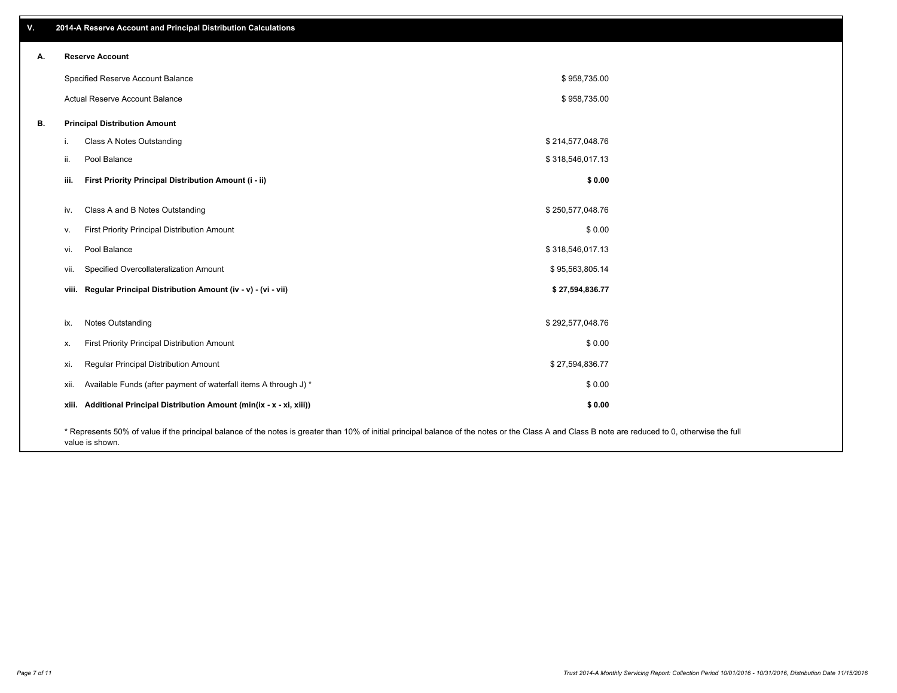## V. 2014-A Reserve Account and Principal Distribution Calculations

### A. Reserve Account

| | |
|---|---|
| Specified Reserve Account Balance | $ 958,735.00 |
| Actual Reserve Account Balance | $ 958,735.00 |

### B. Principal Distribution Amount

| | | |
|---|---|---|
| i. | Class A Notes Outstanding | $ 214,577,048.76 |
| ii. | Pool Balance | $ 318,546,017.13 |
| **iii.** | **First Priority Principal Distribution Amount (i - ii)** | **$ 0.00** |
| iv. | Class A and B Notes Outstanding | $ 250,577,048.76 |
| v. | First Priority Principal Distribution Amount | $ 0.00 |
| vi. | Pool Balance | $ 318,546,017.13 |
| vii. | Specified Overcollateralization Amount | $ 95,563,805.14 |
| **viii.** | **Regular Principal Distribution Amount (iv - v) - (vi - vii)** | **$ 27,594,836.77** |
| ix. | Notes Outstanding | $ 292,577,048.76 |
| x. | First Priority Principal Distribution Amount | $ 0.00 |
| xi. | Regular Principal Distribution Amount | $ 27,594,836.77 |
| xii. | Available Funds (after payment of waterfall items A through J) * | $ 0.00 |
| **xiii.** | **Additional Principal Distribution Amount (min(ix - x - xi, xiii))** | **$ 0.00** |

* Represents 50% of value if the principal balance of the notes is greater than 10% of initial principal balance of the notes or the Class A and Class B note are reduced to 0, otherwise the full value is shown.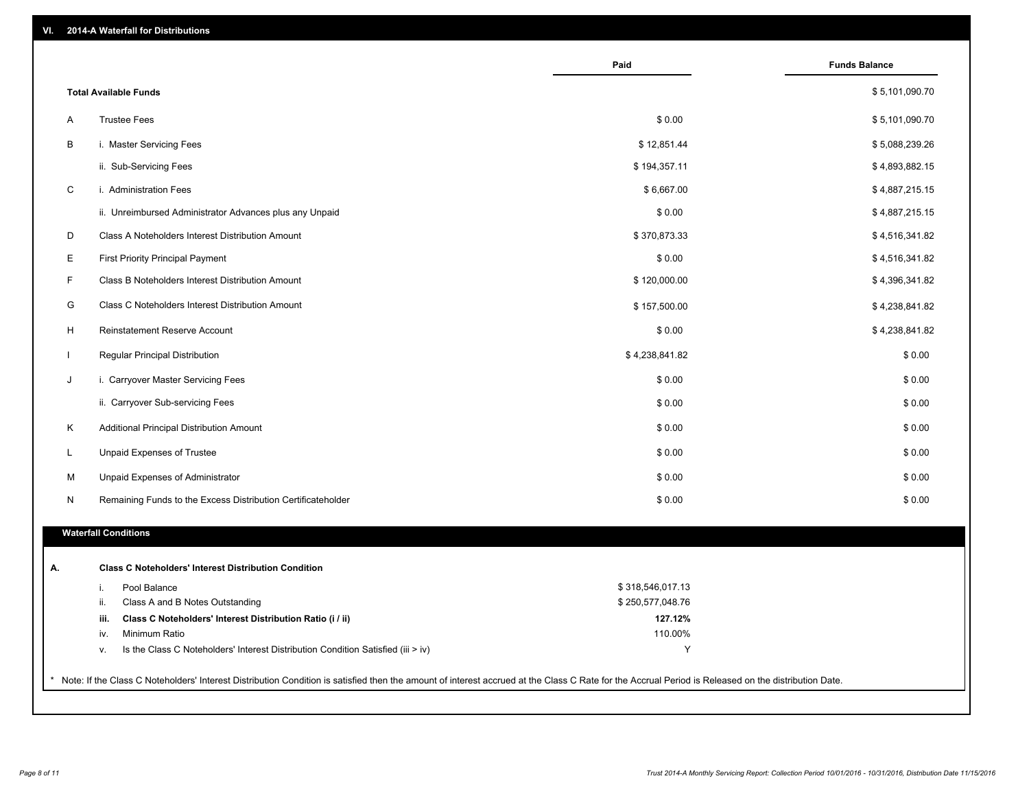## VI. 2014-A Waterfall for Distributions

| | | Paid | Funds Balance |
|---|---|---|---|
| | **Total Available Funds** | | $ 5,101,090.70 |
| A | Trustee Fees | $ 0.00 | $ 5,101,090.70 |
| B | i. Master Servicing Fees | $ 12,851.44 | $ 5,088,239.26 |
| | ii. Sub-Servicing Fees | $ 194,357.11 | $ 4,893,882.15 |
| C | i. Administration Fees | $ 6,667.00 | $ 4,887,215.15 |
| | ii. Unreimbursed Administrator Advances plus any Unpaid | $ 0.00 | $ 4,887,215.15 |
| D | Class A Noteholders Interest Distribution Amount | $ 370,873.33 | $ 4,516,341.82 |
| E | First Priority Principal Payment | $ 0.00 | $ 4,516,341.82 |
| F | Class B Noteholders Interest Distribution Amount | $ 120,000.00 | $ 4,396,341.82 |
| G | Class C Noteholders Interest Distribution Amount | $ 157,500.00 | $ 4,238,841.82 |
| H | Reinstatement Reserve Account | $ 0.00 | $ 4,238,841.82 |
| I | Regular Principal Distribution | $ 4,238,841.82 | $ 0.00 |
| J | i. Carryover Master Servicing Fees | $ 0.00 | $ 0.00 |
| | ii. Carryover Sub-servicing Fees | $ 0.00 | $ 0.00 |
| K | Additional Principal Distribution Amount | $ 0.00 | $ 0.00 |
| L | Unpaid Expenses of Trustee | $ 0.00 | $ 0.00 |
| M | Unpaid Expenses of Administrator | $ 0.00 | $ 0.00 |
| N | Remaining Funds to the Excess Distribution Certificateholder | $ 0.00 | $ 0.00 |

### Waterfall Conditions

**A. Class C Noteholders' Interest Distribution Condition**

| | | |
|---|---|---|
| i. | Pool Balance | $ 318,546,017.13 |
| ii. | Class A and B Notes Outstanding | $ 250,577,048.76 |
| **iii.** | **Class C Noteholders' Interest Distribution Ratio (i / ii)** | **127.12%** |
| iv. | Minimum Ratio | 110.00% |
| v. | Is the Class C Noteholders' Interest Distribution Condition Satisfied (iii > iv) | Y |

* Note: If the Class C Noteholders' Interest Distribution Condition is satisfied then the amount of interest accrued at the Class C Rate for the Accrual Period is Released on the distribution Date.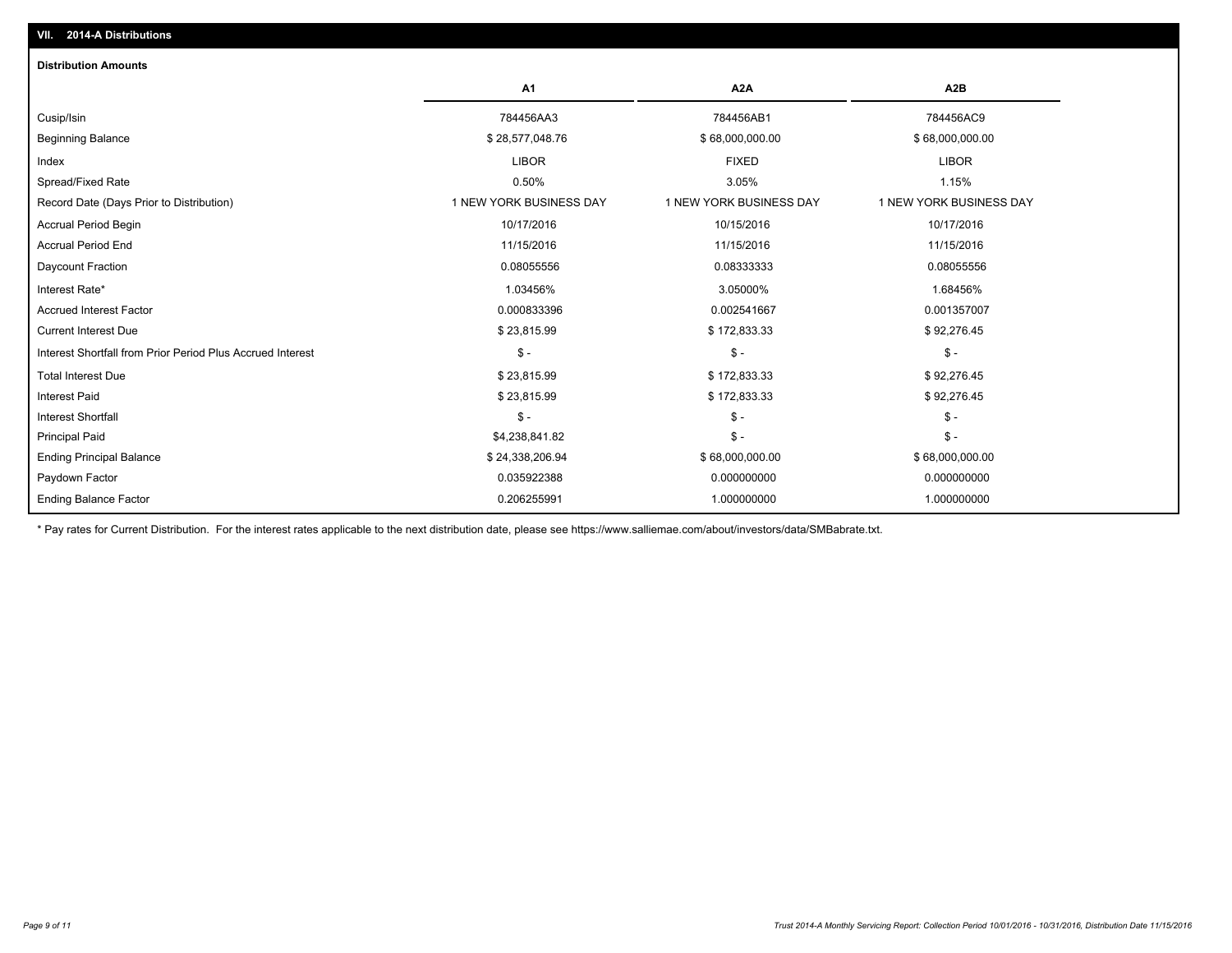## VII. 2014-A Distributions

### Distribution Amounts

| | A1 | A2A | A2B |
|---|---|---|---|
| Cusip/Isin | 784456AA3 | 784456AB1 | 784456AC9 |
| Beginning Balance | $ 28,577,048.76 | $ 68,000,000.00 | $ 68,000,000.00 |
| Index | LIBOR | FIXED | LIBOR |
| Spread/Fixed Rate | 0.50% | 3.05% | 1.15% |
| Record Date (Days Prior to Distribution) | 1 NEW YORK BUSINESS DAY | 1 NEW YORK BUSINESS DAY | 1 NEW YORK BUSINESS DAY |
| Accrual Period Begin | 10/17/2016 | 10/15/2016 | 10/17/2016 |
| Accrual Period End | 11/15/2016 | 11/15/2016 | 11/15/2016 |
| Daycount Fraction | 0.08055556 | 0.08333333 | 0.08055556 |
| Interest Rate* | 1.03456% | 3.05000% | 1.68456% |
| Accrued Interest Factor | 0.000833396 | 0.002541667 | 0.001357007 |
| Current Interest Due | $ 23,815.99 | $ 172,833.33 | $ 92,276.45 |
| Interest Shortfall from Prior Period Plus Accrued Interest | $ - | $ - | $ - |
| Total Interest Due | $ 23,815.99 | $ 172,833.33 | $ 92,276.45 |
| Interest Paid | $ 23,815.99 | $ 172,833.33 | $ 92,276.45 |
| Interest Shortfall | $ - | $ - | $ - |
| Principal Paid | $4,238,841.82 | $ - | $ - |
| Ending Principal Balance | $ 24,338,206.94 | $ 68,000,000.00 | $ 68,000,000.00 |
| Paydown Factor | 0.035922388 | 0.000000000 | 0.000000000 |
| Ending Balance Factor | 0.206255991 | 1.000000000 | 1.000000000 |

* Pay rates for Current Distribution. For the interest rates applicable to the next distribution date, please see https://www.salliemae.com/about/investors/data/SMBabrate.txt.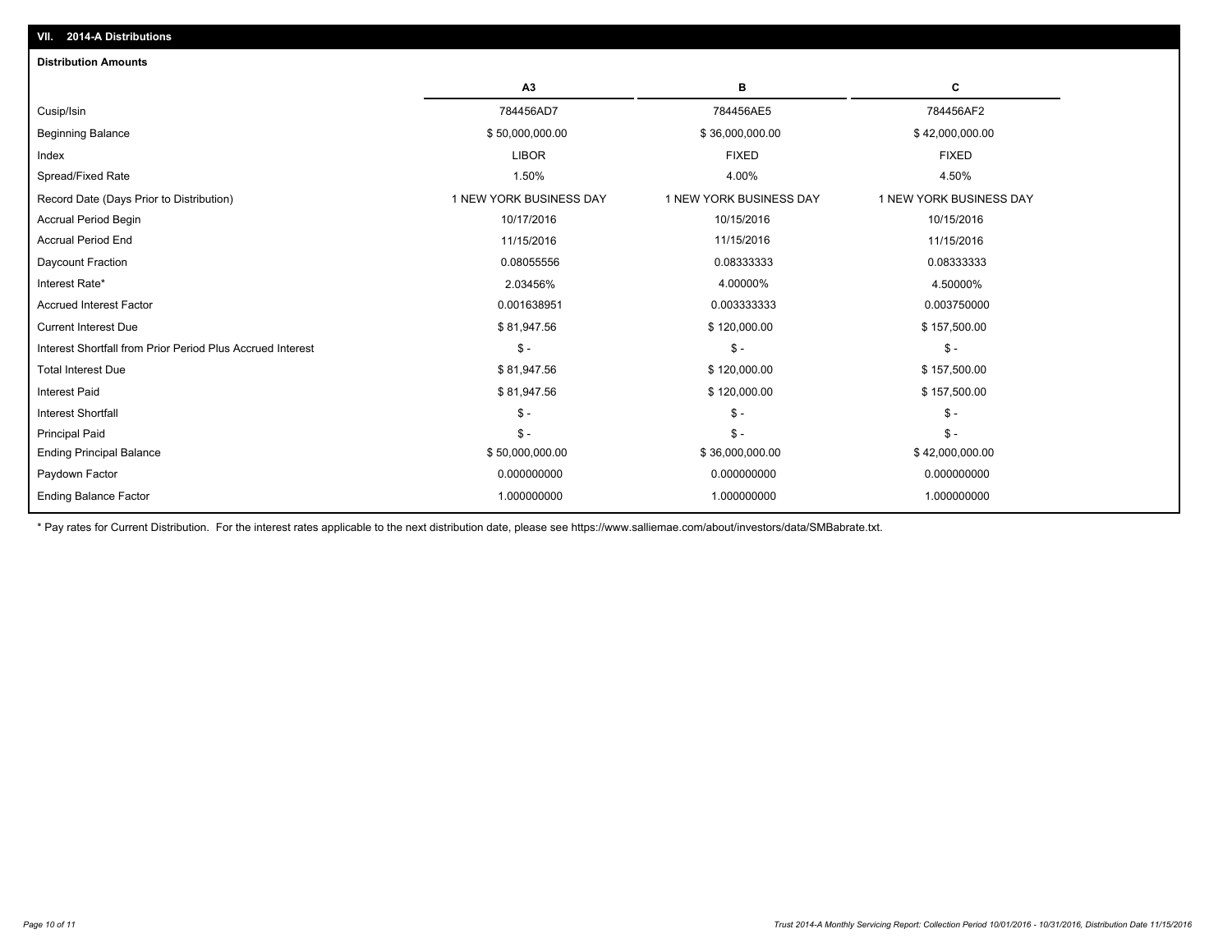## VII. 2014-A Distributions

### Distribution Amounts

| | A3 | B | C |
|---|---|---|---|
| Cusip/Isin | 784456AD7 | 784456AE5 | 784456AF2 |
| Beginning Balance | $ 50,000,000.00 | $ 36,000,000.00 | $ 42,000,000.00 |
| Index | LIBOR | FIXED | FIXED |
| Spread/Fixed Rate | 1.50% | 4.00% | 4.50% |
| Record Date (Days Prior to Distribution) | 1 NEW YORK BUSINESS DAY | 1 NEW YORK BUSINESS DAY | 1 NEW YORK BUSINESS DAY |
| Accrual Period Begin | 10/17/2016 | 10/15/2016 | 10/15/2016 |
| Accrual Period End | 11/15/2016 | 11/15/2016 | 11/15/2016 |
| Daycount Fraction | 0.08055556 | 0.08333333 | 0.08333333 |
| Interest Rate* | 2.03456% | 4.00000% | 4.50000% |
| Accrued Interest Factor | 0.001638951 | 0.003333333 | 0.003750000 |
| Current Interest Due | $ 81,947.56 | $ 120,000.00 | $ 157,500.00 |
| Interest Shortfall from Prior Period Plus Accrued Interest | $ - | $ - | $ - |
| Total Interest Due | $ 81,947.56 | $ 120,000.00 | $ 157,500.00 |
| Interest Paid | $ 81,947.56 | $ 120,000.00 | $ 157,500.00 |
| Interest Shortfall | $ - | $ - | $ - |
| Principal Paid | $ - | $ - | $ - |
| Ending Principal Balance | $ 50,000,000.00 | $ 36,000,000.00 | $ 42,000,000.00 |
| Paydown Factor | 0.000000000 | 0.000000000 | 0.000000000 |
| Ending Balance Factor | 1.000000000 | 1.000000000 | 1.000000000 |

* Pay rates for Current Distribution. For the interest rates applicable to the next distribution date, please see https://www.salliemae.com/about/investors/data/SMBabrate.txt.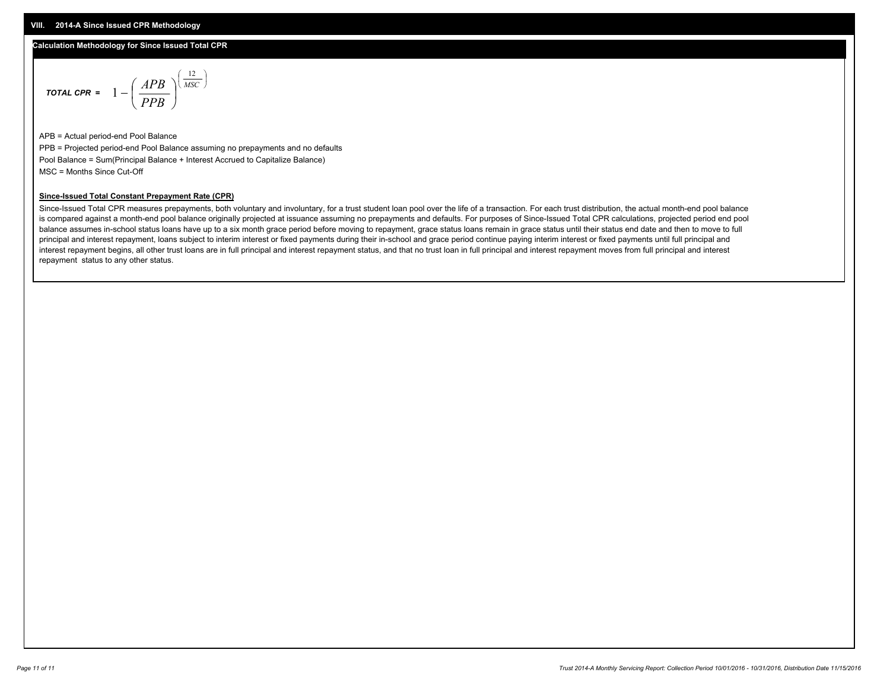## VIII. 2014-A Since Issued CPR Methodology

### Calculation Methodology for Since Issued Total CPR

$$\textbf{\textit{TOTAL CPR}} = 1 - \left(\frac{APB}{PPB}\right)^{\left(\frac{12}{MSC}\right)}$$

APB = Actual period-end Pool Balance

PPB = Projected period-end Pool Balance assuming no prepayments and no defaults

Pool Balance = Sum(Principal Balance + Interest Accrued to Capitalize Balance)

MSC = Months Since Cut-Off

**Since-Issued Total Constant Prepayment Rate (CPR)**

Since-Issued Total CPR measures prepayments, both voluntary and involuntary, for a trust student loan pool over the life of a transaction. For each trust distribution, the actual month-end pool balance is compared against a month-end pool balance originally projected at issuance assuming no prepayments and defaults. For purposes of Since-Issued Total CPR calculations, projected period end pool balance assumes in-school status loans have up to a six month grace period before moving to repayment, grace status loans remain in grace status until their status end date and then to move to full principal and interest repayment, loans subject to interim interest or fixed payments during their in-school and grace period continue paying interim interest or fixed payments until full principal and interest repayment begins, all other trust loans are in full principal and interest repayment status, and that no trust loan in full principal and interest repayment moves from full principal and interest repayment status to any other status.